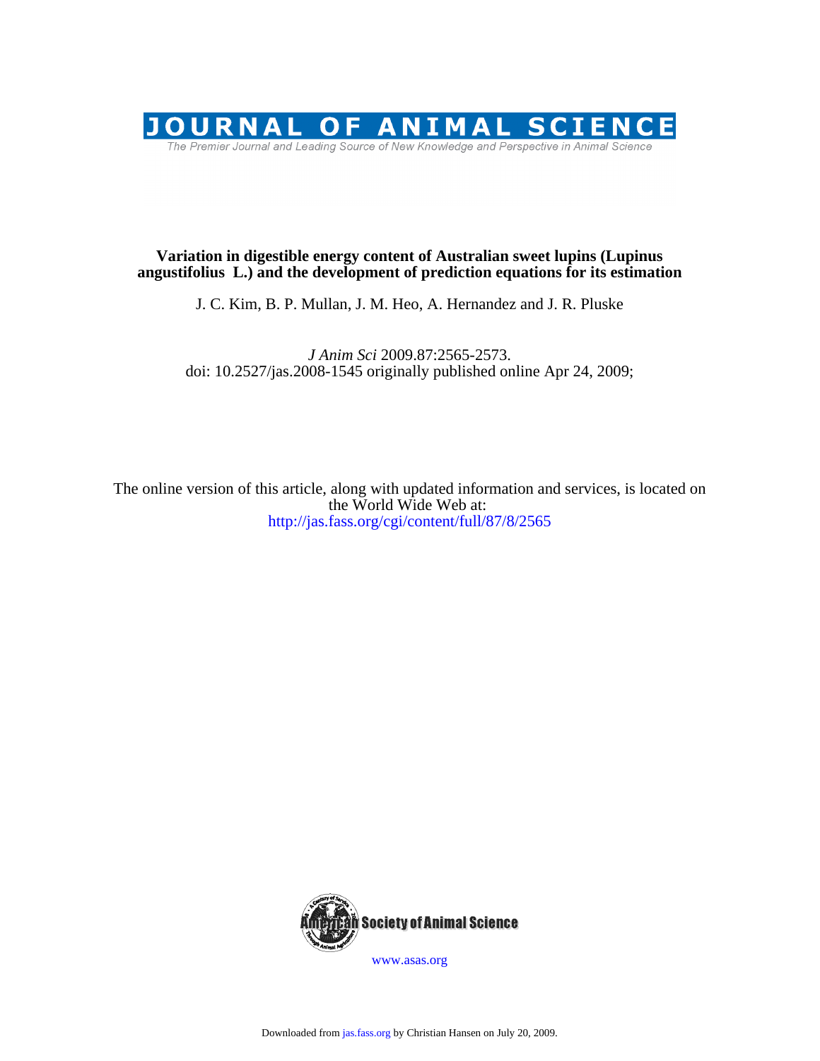# JOURNAL OF ANIMAL SCIENCE

The Premier Journal and Leading Source of New Knowledge and Perspective in Animal Science

**Variation in digestible energy content of Australian sweet lupins (Lupinus angustifolius L.) and the development of prediction equations for its estimation**

J. C. Kim, B. P. Mullan, J. M. Heo, A. Hernandez and J. R. Pluske

*J Anim Sci* 2009.87:2565-2573.
doi: 10.2527/jas.2008-1545 originally published online Apr 24, 2009;

The online version of this article, along with updated information and services, is located on the World Wide Web at:
http://jas.fass.org/cgi/content/full/87/8/2565

American Society of Animal Science

www.asas.org

Downloaded from jas.fass.org by Christian Hansen on July 20, 2009.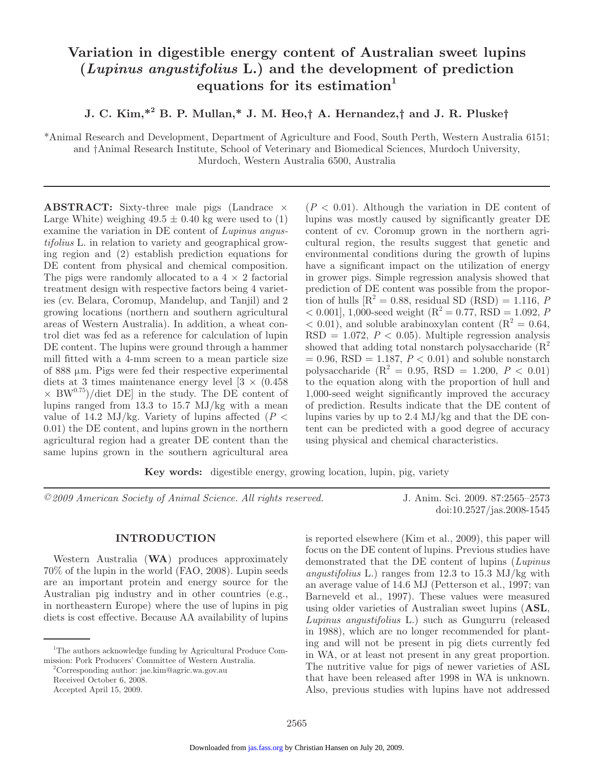# Variation in digestible energy content of Australian sweet lupins (*Lupinus angustifolius* L.) and the development of prediction equations for its estimation[1]

**J. C. Kim,*[2] B. P. Mullan,* J. M. Heo,† A. Hernandez,† and J. R. Pluske†**

*Animal Research and Development, Department of Agriculture and Food, South Perth, Western Australia 6151; and †Animal Research Institute, School of Veterinary and Biomedical Sciences, Murdoch University, Murdoch, Western Australia 6500, Australia

**ABSTRACT:** Sixty-three male pigs (Landrace × Large White) weighing 49.5 ± 0.40 kg were used to (1) examine the variation in DE content of *Lupinus angustifolius* L. in relation to variety and geographical growing region and (2) establish prediction equations for DE content from physical and chemical composition. The pigs were randomly allocated to a 4 × 2 factorial treatment design with respective factors being 4 varieties (cv. Belara, Coromup, Mandelup, and Tanjil) and 2 growing locations (northern and southern agricultural areas of Western Australia). In addition, a wheat control diet was fed as a reference for calculation of lupin DE content. The lupins were ground through a hammer mill fitted with a 4-mm screen to a mean particle size of 888 μm. Pigs were fed their respective experimental diets at 3 times maintenance energy level [3 × (0.458 × $BW^{0.75}$)/diet DE] in the study. The DE content of lupins ranged from 13.3 to 15.7 MJ/kg with a mean value of 14.2 MJ/kg. Variety of lupins affected ($P < 0.01$) the DE content, and lupins grown in the northern agricultural region had a greater DE content than the same lupins grown in the southern agricultural area ($P < 0.01$). Although the variation in DE content of lupins was mostly caused by significantly greater DE content of cv. Coromup grown in the northern agricultural region, the results suggest that genetic and environmental conditions during the growth of lupins have a significant impact on the utilization of energy in grower pigs. Simple regression analysis showed that prediction of DE content was possible from the proportion of hulls [$R^2 = 0.88$, residual SD (RSD) = 1.116, $P < 0.001$], 1,000-seed weight ($R^2 = 0.77$, RSD = 1.092, $P < 0.01$), and soluble arabinoxylan content ($R^2 = 0.64$, RSD = 1.072, $P < 0.05$). Multiple regression analysis showed that adding total nonstarch polysaccharide ($R^2 = 0.96$, RSD = 1.187, $P < 0.01$) and soluble nonstarch polysaccharide ($R^2 = 0.95$, RSD = 1.200, $P < 0.01$) to the equation along with the proportion of hull and 1,000-seed weight significantly improved the accuracy of prediction. Results indicate that the DE content of lupins varies by up to 2.4 MJ/kg and that the DE content can be predicted with a good degree of accuracy using physical and chemical characteristics.

**Key words:** digestible energy, growing location, lupin, pig, variety

*©2009 American Society of Animal Science. All rights reserved.*

J. Anim. Sci. 2009. 87:2565–2573
doi:10.2527/jas.2008-1545

## INTRODUCTION

Western Australia (**WA**) produces approximately 70% of the lupin in the world (FAO, 2008). Lupin seeds are an important protein and energy source for the Australian pig industry and in other countries (e.g., in northeastern Europe) where the use of lupins in pig diets is cost effective. Because AA availability of lupins is reported elsewhere (Kim et al., 2009), this paper will focus on the DE content of lupins. Previous studies have demonstrated that the DE content of lupins (*Lupinus angustifolius* L.) ranges from 12.3 to 15.3 MJ/kg with an average value of 14.6 MJ (Petterson et al., 1997; van Barneveld et al., 1997). These values were measured using older varieties of Australian sweet lupins (**ASL**, *Lupinus angustifolius* L.) such as Gungurru (released in 1988), which are no longer recommended for planting and will not be present in pig diets currently fed in WA, or at least not present in any great proportion. The nutritive value for pigs of newer varieties of ASL that have been released after 1998 in WA is unknown. Also, previous studies with lupins have not addressed

[1]The authors acknowledge funding by Agricultural Produce Commission: Pork Producers' Committee of Western Australia.

[2]Corresponding author: jae.kim@agric.wa.gov.au

Received October 6, 2008.

Accepted April 15, 2009.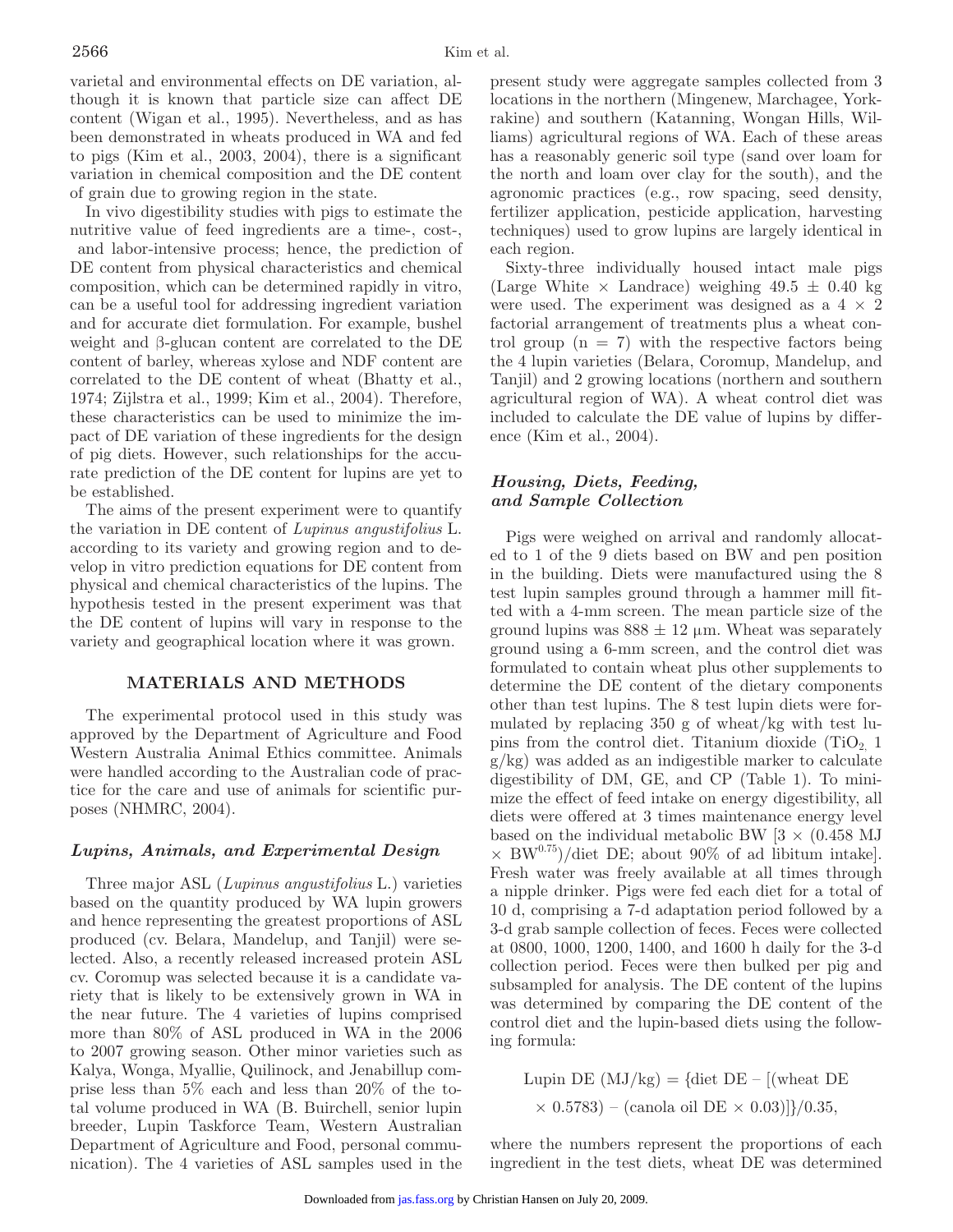varietal and environmental effects on DE variation, although it is known that particle size can affect DE content (Wigan et al., 1995). Nevertheless, and as has been demonstrated in wheats produced in WA and fed to pigs (Kim et al., 2003, 2004), there is a significant variation in chemical composition and the DE content of grain due to growing region in the state.

In vivo digestibility studies with pigs to estimate the nutritive value of feed ingredients are a time-, cost-, and labor-intensive process; hence, the prediction of DE content from physical characteristics and chemical composition, which can be determined rapidly in vitro, can be a useful tool for addressing ingredient variation and for accurate diet formulation. For example, bushel weight and β-glucan content are correlated to the DE content of barley, whereas xylose and NDF content are correlated to the DE content of wheat (Bhatty et al., 1974; Zijlstra et al., 1999; Kim et al., 2004). Therefore, these characteristics can be used to minimize the impact of DE variation of these ingredients for the design of pig diets. However, such relationships for the accurate prediction of the DE content for lupins are yet to be established.

The aims of the present experiment were to quantify the variation in DE content of *Lupinus angustifolius* L. according to its variety and growing region and to develop in vitro prediction equations for DE content from physical and chemical characteristics of the lupins. The hypothesis tested in the present experiment was that the DE content of lupins will vary in response to the variety and geographical location where it was grown.

## MATERIALS AND METHODS

The experimental protocol used in this study was approved by the Department of Agriculture and Food Western Australia Animal Ethics committee. Animals were handled according to the Australian code of practice for the care and use of animals for scientific purposes (NHMRC, 2004).

### *Lupins, Animals, and Experimental Design*

Three major ASL (*Lupinus angustifolius* L.) varieties based on the quantity produced by WA lupin growers and hence representing the greatest proportions of ASL produced (cv. Belara, Mandelup, and Tanjil) were selected. Also, a recently released increased protein ASL cv. Coromup was selected because it is a candidate variety that is likely to be extensively grown in WA in the near future. The 4 varieties of lupins comprised more than 80% of ASL produced in WA in the 2006 to 2007 growing season. Other minor varieties such as Kalya, Wonga, Myallie, Quilinock, and Jenabillup comprise less than 5% each and less than 20% of the total volume produced in WA (B. Buirchell, senior lupin breeder, Lupin Taskforce Team, Western Australian Department of Agriculture and Food, personal communication). The 4 varieties of ASL samples used in the present study were aggregate samples collected from 3 locations in the northern (Mingenew, Marchagee, Yorkrakine) and southern (Katanning, Wongan Hills, Williams) agricultural regions of WA. Each of these areas has a reasonably generic soil type (sand over loam for the north and loam over clay for the south), and the agronomic practices (e.g., row spacing, seed density, fertilizer application, pesticide application, harvesting techniques) used to grow lupins are largely identical in each region.

Sixty-three individually housed intact male pigs (Large White × Landrace) weighing 49.5 ± 0.40 kg were used. The experiment was designed as a 4 × 2 factorial arrangement of treatments plus a wheat control group (n = 7) with the respective factors being the 4 lupin varieties (Belara, Coromup, Mandelup, and Tanjil) and 2 growing locations (northern and southern agricultural region of WA). A wheat control diet was included to calculate the DE value of lupins by difference (Kim et al., 2004).

### *Housing, Diets, Feeding, and Sample Collection*

Pigs were weighed on arrival and randomly allocated to 1 of the 9 diets based on BW and pen position in the building. Diets were manufactured using the 8 test lupin samples ground through a hammer mill fitted with a 4-mm screen. The mean particle size of the ground lupins was 888 ± 12 μm. Wheat was separately ground using a 6-mm screen, and the control diet was formulated to contain wheat plus other supplements to determine the DE content of the dietary components other than test lupins. The 8 test lupin diets were formulated by replacing 350 g of wheat/kg with test lupins from the control diet. Titanium dioxide ($TiO_2$, 1 g/kg) was added as an indigestible marker to calculate digestibility of DM, GE, and CP (Table 1). To minimize the effect of feed intake on energy digestibility, all diets were offered at 3 times maintenance energy level based on the individual metabolic BW [$3 \times (0.458 \text{ MJ} \times BW^{0.75})$/diet DE; about 90% of ad libitum intake]. Fresh water was freely available at all times through a nipple drinker. Pigs were fed each diet for a total of 10 d, comprising a 7-d adaptation period followed by a 3-d grab sample collection of feces. Feces were collected at 0800, 1000, 1200, 1400, and 1600 h daily for the 3-d collection period. Feces were then bulked per pig and subsampled for analysis. The DE content of the lupins was determined by comparing the DE content of the control diet and the lupin-based diets using the following formula:

$$\text{Lupin DE (MJ/kg)} = \{\text{diet DE} - [(\text{wheat DE} \times 0.5783) - (\text{canola oil DE} \times 0.03)]\}/0.35,$$

where the numbers represent the proportions of each ingredient in the test diets, wheat DE was determined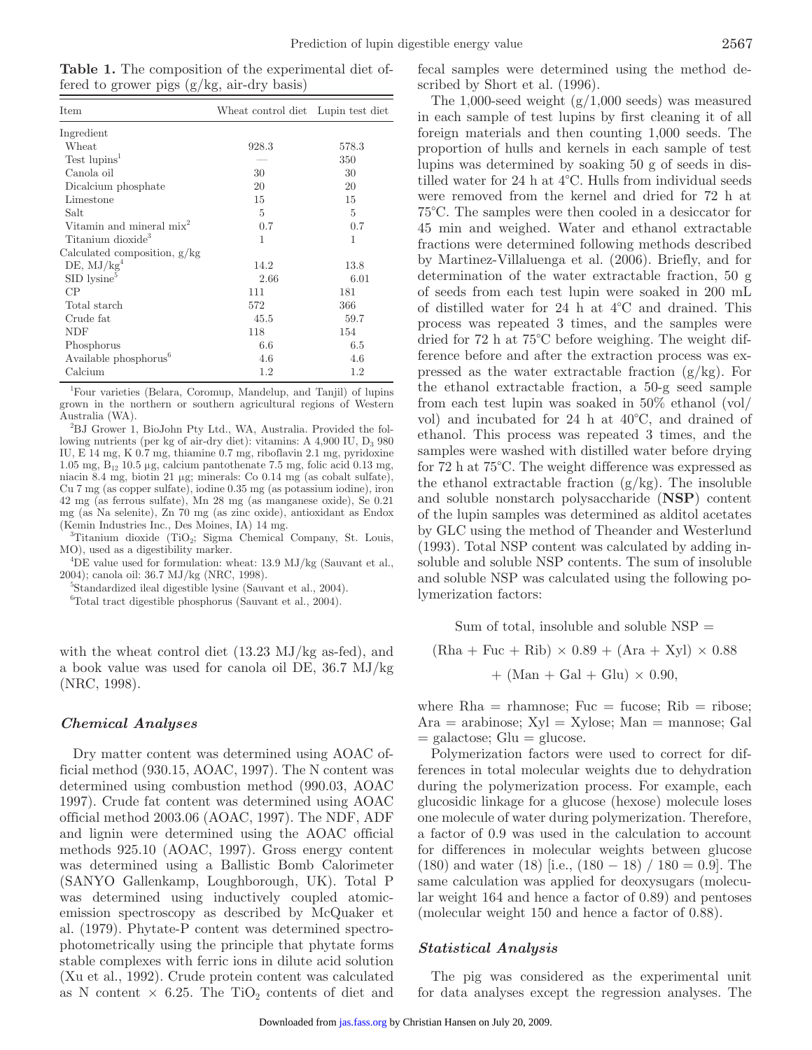**Table 1.** The composition of the experimental diet offered to grower pigs (g/kg, air-dry basis)

| Item | Wheat control diet | Lupin test diet |
|---|---|---|
| Ingredient | | |
| Wheat | 928.3 | 578.3 |
| Test lupins[1] | — | 350 |
| Canola oil | 30 | 30 |
| Dicalcium phosphate | 20 | 20 |
| Limestone | 15 | 15 |
| Salt | 5 | 5 |
| Vitamin and mineral mix[2] | 0.7 | 0.7 |
| Titanium dioxide[3] | 1 | 1 |
| Calculated composition, g/kg | | |
| DE, MJ/kg[4] | 14.2 | 13.8 |
| SID lysine[5] | 2.66 | 6.01 |
| CP | 111 | 181 |
| Total starch | 572 | 366 |
| Crude fat | 45.5 | 59.7 |
| NDF | 118 | 154 |
| Phosphorus | 6.6 | 6.5 |
| Available phosphorus[6] | 4.6 | 4.6 |
| Calcium | 1.2 | 1.2 |

[1]Four varieties (Belara, Coromup, Mandelup, and Tanjil) of lupins grown in the northern or southern agricultural regions of Western Australia (WA).

[2]BJ Grower 1, BioJohn Pty Ltd., WA, Australia. Provided the following nutrients (per kg of air-dry diet): vitamins: A 4,900 IU, $D_3$ 980 IU, E 14 mg, K 0.7 mg, thiamine 0.7 mg, riboflavin 2.1 mg, pyridoxine 1.05 mg, $B_{12}$ 10.5 μg, calcium pantothenate 7.5 mg, folic acid 0.13 mg, niacin 8.4 mg, biotin 21 μg; minerals: Co 0.14 mg (as cobalt sulfate), Cu 7 mg (as copper sulfate), iodine 0.35 mg (as potassium iodine), iron 42 mg (as ferrous sulfate), Mn 28 mg (as manganese oxide), Se 0.21 mg (as Na selenite), Zn 70 mg (as zinc oxide), antioxidant as Endox (Kemin Industries Inc., Des Moines, IA) 14 mg.

[3]Titanium dioxide ($TiO_2$; Sigma Chemical Company, St. Louis, MO), used as a digestibility marker.

[4]DE value used for formulation: wheat: 13.9 MJ/kg (Sauvant et al., 2004); canola oil: 36.7 MJ/kg (NRC, 1998).

[5]Standardized ileal digestible lysine (Sauvant et al., 2004).

[6]Total tract digestible phosphorus (Sauvant et al., 2004).

with the wheat control diet (13.23 MJ/kg as-fed), and a book value was used for canola oil DE, 36.7 MJ/kg (NRC, 1998).

### *Chemical Analyses*

Dry matter content was determined using AOAC official method (930.15, AOAC, 1997). The N content was determined using combustion method (990.03, AOAC 1997). Crude fat content was determined using AOAC official method 2003.06 (AOAC, 1997). The NDF, ADF and lignin were determined using the AOAC official methods 925.10 (AOAC, 1997). Gross energy content was determined using a Ballistic Bomb Calorimeter (SANYO Gallenkamp, Loughborough, UK). Total P was determined using inductively coupled atomic-emission spectroscopy as described by McQuaker et al. (1979). Phytate-P content was determined spectrophotometrically using the principle that phytate forms stable complexes with ferric ions in dilute acid solution (Xu et al., 1992). Crude protein content was calculated as N content × 6.25. The $TiO_2$ contents of diet and fecal samples were determined using the method described by Short et al. (1996).

The 1,000-seed weight (g/1,000 seeds) was measured in each sample of test lupins by first cleaning it of all foreign materials and then counting 1,000 seeds. The proportion of hulls and kernels in each sample of test lupins was determined by soaking 50 g of seeds in distilled water for 24 h at 4°C. Hulls from individual seeds were removed from the kernel and dried for 72 h at 75°C. The samples were then cooled in a desiccator for 45 min and weighed. Water and ethanol extractable fractions were determined following methods described by Martinez-Villaluenga et al. (2006). Briefly, and for determination of the water extractable fraction, 50 g of seeds from each test lupin were soaked in 200 mL of distilled water for 24 h at 4°C and drained. This process was repeated 3 times, and the samples were dried for 72 h at 75°C before weighing. The weight difference before and after the extraction process was expressed as the water extractable fraction (g/kg). For the ethanol extractable fraction, a 50-g seed sample from each test lupin was soaked in 50% ethanol (vol/vol) and incubated for 24 h at 40°C, and drained of ethanol. This process was repeated 3 times, and the samples were washed with distilled water before drying for 72 h at 75°C. The weight difference was expressed as the ethanol extractable fraction (g/kg). The insoluble and soluble nonstarch polysaccharide (**NSP**) content of the lupin samples was determined as alditol acetates by GLC using the method of Theander and Westerlund (1993). Total NSP content was calculated by adding insoluble and soluble NSP contents. The sum of insoluble and soluble NSP was calculated using the following polymerization factors:

$$\text{Sum of total, insoluble and soluble NSP} = (\text{Rha} + \text{Fuc} + \text{Rib}) \times 0.89 + (\text{Ara} + \text{Xyl}) \times 0.88 + (\text{Man} + \text{Gal} + \text{Glu}) \times 0.90,$$

where Rha = rhamnose; Fuc = fucose; Rib = ribose; Ara = arabinose; Xyl = Xylose; Man = mannose; Gal = galactose; Glu = glucose.

Polymerization factors were used to correct for differences in total molecular weights due to dehydration during the polymerization process. For example, each glucosidic linkage for a glucose (hexose) molecule loses one molecule of water during polymerization. Therefore, a factor of 0.9 was used in the calculation to account for differences in molecular weights between glucose (180) and water (18) [i.e., (180 − 18) / 180 = 0.9]. The same calculation was applied for deoxysugars (molecular weight 164 and hence a factor of 0.89) and pentoses (molecular weight 150 and hence a factor of 0.88).

### *Statistical Analysis*

The pig was considered as the experimental unit for data analyses except the regression analyses. The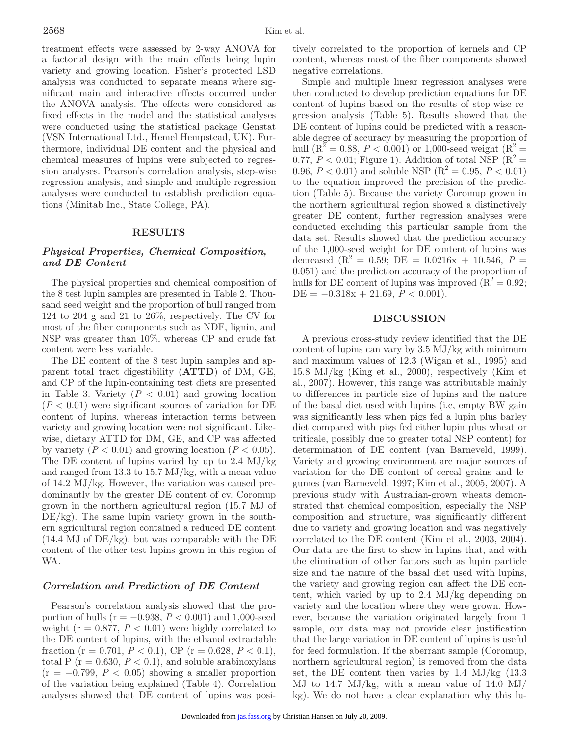treatment effects were assessed by 2-way ANOVA for a factorial design with the main effects being lupin variety and growing location. Fisher's protected LSD analysis was conducted to separate means where significant main and interactive effects occurred under the ANOVA analysis. The effects were considered as fixed effects in the model and the statistical analyses were conducted using the statistical package Genstat (VSN International Ltd., Hemel Hempstead, UK). Furthermore, individual DE content and the physical and chemical measures of lupins were subjected to regression analyses. Pearson's correlation analysis, step-wise regression analysis, and simple and multiple regression analyses were conducted to establish prediction equations (Minitab Inc., State College, PA).

## RESULTS

### *Physical Properties, Chemical Composition, and DE Content*

The physical properties and chemical composition of the 8 test lupin samples are presented in Table 2. Thousand seed weight and the proportion of hull ranged from 124 to 204 g and 21 to 26%, respectively. The CV for most of the fiber components such as NDF, lignin, and NSP was greater than 10%, whereas CP and crude fat content were less variable.

The DE content of the 8 test lupin samples and apparent total tract digestibility (**ATTD**) of DM, GE, and CP of the lupin-containing test diets are presented in Table 3. Variety ($P < 0.01$) and growing location ($P < 0.01$) were significant sources of variation for DE content of lupins, whereas interaction terms between variety and growing location were not significant. Likewise, dietary ATTD for DM, GE, and CP was affected by variety ($P < 0.01$) and growing location ($P < 0.05$). The DE content of lupins varied by up to 2.4 MJ/kg and ranged from 13.3 to 15.7 MJ/kg, with a mean value of 14.2 MJ/kg. However, the variation was caused predominantly by the greater DE content of cv. Coromup grown in the northern agricultural region (15.7 MJ of DE/kg). The same lupin variety grown in the southern agricultural region contained a reduced DE content (14.4 MJ of DE/kg), but was comparable with the DE content of the other test lupins grown in this region of WA.

### *Correlation and Prediction of DE Content*

Pearson's correlation analysis showed that the proportion of hulls ($r = -0.938$, $P < 0.001$) and 1,000-seed weight ($r = 0.877$, $P < 0.01$) were highly correlated to the DE content of lupins, with the ethanol extractable fraction ($r = 0.701$, $P < 0.1$), CP ($r = 0.628$, $P < 0.1$), total P ($r = 0.630$, $P < 0.1$), and soluble arabinoxylans ($r = -0.799$, $P < 0.05$) showing a smaller proportion of the variation being explained (Table 4). Correlation analyses showed that DE content of lupins was positively correlated to the proportion of kernels and CP content, whereas most of the fiber components showed negative correlations.

Simple and multiple linear regression analyses were then conducted to develop prediction equations for DE content of lupins based on the results of step-wise regression analysis (Table 5). Results showed that the DE content of lupins could be predicted with a reasonable degree of accuracy by measuring the proportion of hull ($R^2 = 0.88$, $P < 0.001$) or 1,000-seed weight ($R^2 = 0.77$, $P < 0.01$; Figure 1). Addition of total NSP ($R^2 = 0.96$, $P < 0.01$) and soluble NSP ($R^2 = 0.95$, $P < 0.01$) to the equation improved the precision of the prediction (Table 5). Because the variety Coromup grown in the northern agricultural region showed a distinctively greater DE content, further regression analyses were conducted excluding this particular sample from the data set. Results showed that the prediction accuracy of the 1,000-seed weight for DE content of lupins was decreased ($R^2 = 0.59$; $DE = 0.0216x + 10.546$, $P = 0.051$) and the prediction accuracy of the proportion of hulls for DE content of lupins was improved ($R^2 = 0.92$; $DE = -0.318x + 21.69$, $P < 0.001$).

## DISCUSSION

A previous cross-study review identified that the DE content of lupins can vary by 3.5 MJ/kg with minimum and maximum values of 12.3 (Wigan et al., 1995) and 15.8 MJ/kg (King et al., 2000), respectively (Kim et al., 2007). However, this range was attributable mainly to differences in particle size of lupins and the nature of the basal diet used with lupins (i.e, empty BW gain was significantly less when pigs fed a lupin plus barley diet compared with pigs fed either lupin plus wheat or triticale, possibly due to greater total NSP content) for determination of DE content (van Barneveld, 1999). Variety and growing environment are major sources of variation for the DE content of cereal grains and legumes (van Barneveld, 1997; Kim et al., 2005, 2007). A previous study with Australian-grown wheats demonstrated that chemical composition, especially the NSP composition and structure, was significantly different due to variety and growing location and was negatively correlated to the DE content (Kim et al., 2003, 2004). Our data are the first to show in lupins that, and with the elimination of other factors such as lupin particle size and the nature of the basal diet used with lupins, the variety and growing region can affect the DE content, which varied by up to 2.4 MJ/kg depending on variety and the location where they were grown. However, because the variation originated largely from 1 sample, our data may not provide clear justification that the large variation in DE content of lupins is useful for feed formulation. If the aberrant sample (Coromup, northern agricultural region) is removed from the data set, the DE content then varies by 1.4 MJ/kg (13.3 MJ to 14.7 MJ/kg, with a mean value of 14.0 MJ/kg). We do not have a clear explanation why this lu-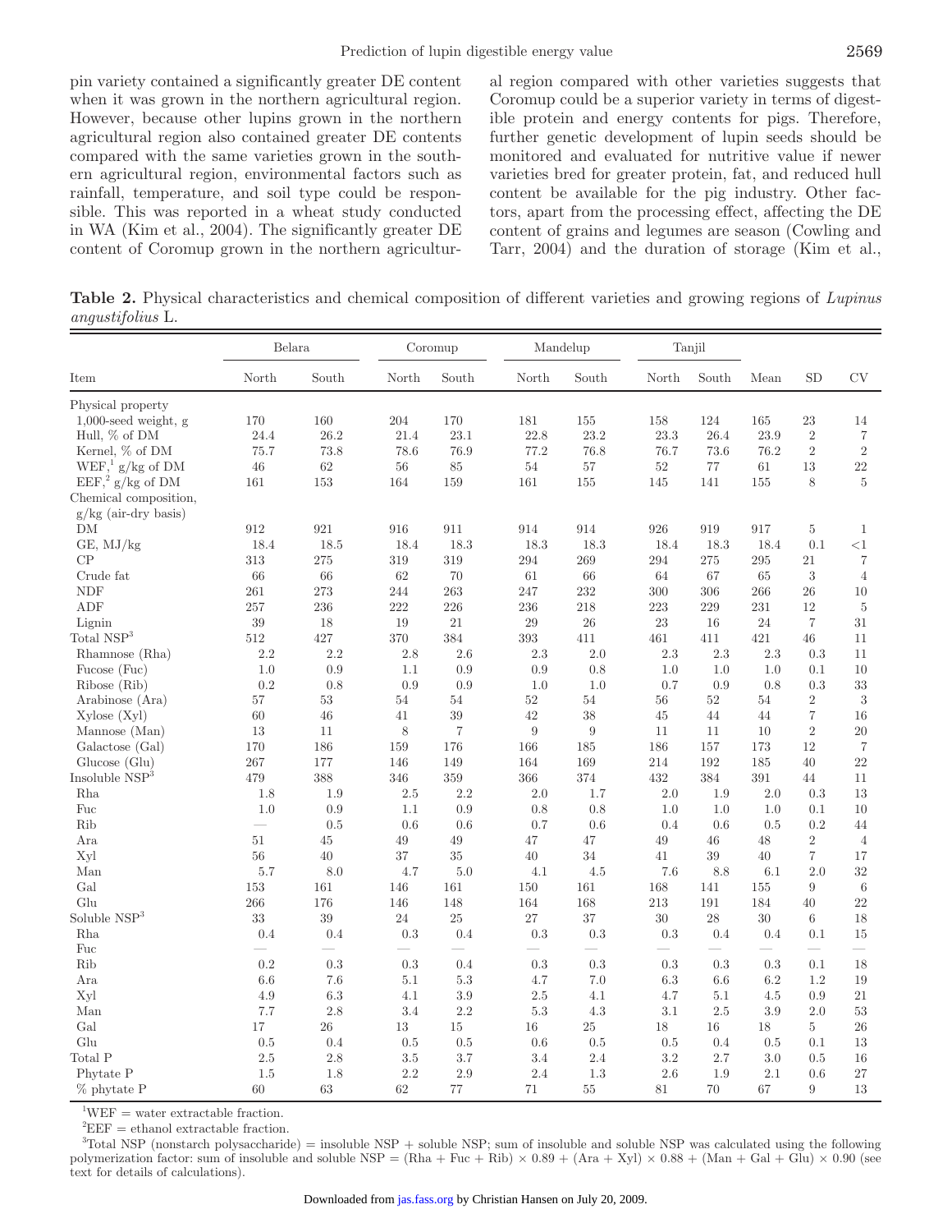pin variety contained a significantly greater DE content when it was grown in the northern agricultural region. However, because other lupins grown in the northern agricultural region also contained greater DE contents compared with the same varieties grown in the southern agricultural region, environmental factors such as rainfall, temperature, and soil type could be responsible. This was reported in a wheat study conducted in WA (Kim et al., 2004). The significantly greater DE content of Coromup grown in the northern agricultural region compared with other varieties suggests that Coromup could be a superior variety in terms of digestible protein and energy contents for pigs. Therefore, further genetic development of lupin seeds should be monitored and evaluated for nutritive value if newer varieties bred for greater protein, fat, and reduced hull content be available for the pig industry. Other factors, apart from the processing effect, affecting the DE content of grains and legumes are season (Cowling and Tarr, 2004) and the duration of storage (Kim et al.,

**Table 2.** Physical characteristics and chemical composition of different varieties and growing regions of *Lupinus angustifolius* L.

| Item | Belara | | Coromup | | Mandelup | | Tanjil | | | | |
|---|---|---|---|---|---|---|---|---|---|---|---|
| | North | South | North | South | North | South | North | South | Mean | SD | CV |
| Physical property | | | | | | | | | | | |
| 1,000-seed weight, g | 170 | 160 | 204 | 170 | 181 | 155 | 158 | 124 | 165 | 23 | 14 |
| Hull, % of DM | 24.4 | 26.2 | 21.4 | 23.1 | 22.8 | 23.2 | 23.3 | 26.4 | 23.9 | 2 | 7 |
| Kernel, % of DM | 75.7 | 73.8 | 78.6 | 76.9 | 77.2 | 76.8 | 76.7 | 73.6 | 76.2 | 2 | 2 |
| WEF,[1] g/kg of DM | 46 | 62 | 56 | 85 | 54 | 57 | 52 | 77 | 61 | 13 | 22 |
| EEF,[2] g/kg of DM | 161 | 153 | 164 | 159 | 161 | 155 | 145 | 141 | 155 | 8 | 5 |
| Chemical composition, g/kg (air-dry basis) | | | | | | | | | | | |
| DM | 912 | 921 | 916 | 911 | 914 | 914 | 926 | 919 | 917 | 5 | 1 |
| GE, MJ/kg | 18.4 | 18.5 | 18.4 | 18.3 | 18.3 | 18.3 | 18.4 | 18.3 | 18.4 | 0.1 | <1 |
| CP | 313 | 275 | 319 | 319 | 294 | 269 | 294 | 275 | 295 | 21 | 7 |
| Crude fat | 66 | 66 | 62 | 70 | 61 | 66 | 64 | 67 | 65 | 3 | 4 |
| NDF | 261 | 273 | 244 | 263 | 247 | 232 | 300 | 306 | 266 | 26 | 10 |
| ADF | 257 | 236 | 222 | 226 | 236 | 218 | 223 | 229 | 231 | 12 | 5 |
| Lignin | 39 | 18 | 19 | 21 | 29 | 26 | 23 | 16 | 24 | 7 | 31 |
| Total NSP[3] | 512 | 427 | 370 | 384 | 393 | 411 | 461 | 411 | 421 | 46 | 11 |
| Rhamnose (Rha) | 2.2 | 2.2 | 2.8 | 2.6 | 2.3 | 2.0 | 2.3 | 2.3 | 2.3 | 0.3 | 11 |
| Fucose (Fuc) | 1.0 | 0.9 | 1.1 | 0.9 | 0.9 | 0.8 | 1.0 | 1.0 | 1.0 | 0.1 | 10 |
| Ribose (Rib) | 0.2 | 0.8 | 0.9 | 0.9 | 1.0 | 1.0 | 0.7 | 0.9 | 0.8 | 0.3 | 33 |
| Arabinose (Ara) | 57 | 53 | 54 | 54 | 52 | 54 | 56 | 52 | 54 | 2 | 3 |
| Xylose (Xyl) | 60 | 46 | 41 | 39 | 42 | 38 | 45 | 44 | 44 | 7 | 16 |
| Mannose (Man) | 13 | 11 | 8 | 7 | 9 | 9 | 11 | 11 | 10 | 2 | 20 |
| Galactose (Gal) | 170 | 186 | 159 | 176 | 166 | 185 | 186 | 157 | 173 | 12 | 7 |
| Glucose (Glu) | 267 | 177 | 146 | 149 | 164 | 169 | 214 | 192 | 185 | 40 | 22 |
| Insoluble NSP[3] | 479 | 388 | 346 | 359 | 366 | 374 | 432 | 384 | 391 | 44 | 11 |
| Rha | 1.8 | 1.9 | 2.5 | 2.2 | 2.0 | 1.7 | 2.0 | 1.9 | 2.0 | 0.3 | 13 |
| Fuc | 1.0 | 0.9 | 1.1 | 0.9 | 0.8 | 0.8 | 1.0 | 1.0 | 1.0 | 0.1 | 10 |
| Rib | — | 0.5 | 0.6 | 0.6 | 0.7 | 0.6 | 0.4 | 0.6 | 0.5 | 0.2 | 44 |
| Ara | 51 | 45 | 49 | 49 | 47 | 47 | 49 | 46 | 48 | 2 | 4 |
| Xyl | 56 | 40 | 37 | 35 | 40 | 34 | 41 | 39 | 40 | 7 | 17 |
| Man | 5.7 | 8.0 | 4.7 | 5.0 | 4.1 | 4.5 | 7.6 | 8.8 | 6.1 | 2.0 | 32 |
| Gal | 153 | 161 | 146 | 161 | 150 | 161 | 168 | 141 | 155 | 9 | 6 |
| Glu | 266 | 176 | 146 | 148 | 164 | 168 | 213 | 191 | 184 | 40 | 22 |
| Soluble NSP[3] | 33 | 39 | 24 | 25 | 27 | 37 | 30 | 28 | 30 | 6 | 18 |
| Rha | 0.4 | 0.4 | 0.3 | 0.4 | 0.3 | 0.3 | 0.3 | 0.4 | 0.4 | 0.1 | 15 |
| Fuc | — | — | — | — | — | — | — | — | — | — | — |
| Rib | 0.2 | 0.3 | 0.3 | 0.4 | 0.3 | 0.3 | 0.3 | 0.3 | 0.3 | 0.1 | 18 |
| Ara | 6.6 | 7.6 | 5.1 | 5.3 | 4.7 | 7.0 | 6.3 | 6.6 | 6.2 | 1.2 | 19 |
| Xyl | 4.9 | 6.3 | 4.1 | 3.9 | 2.5 | 4.1 | 4.7 | 5.1 | 4.5 | 0.9 | 21 |
| Man | 7.7 | 2.8 | 3.4 | 2.2 | 5.3 | 4.3 | 3.1 | 2.5 | 3.9 | 2.0 | 53 |
| Gal | 17 | 26 | 13 | 15 | 16 | 25 | 18 | 16 | 18 | 5 | 26 |
| Glu | 0.5 | 0.4 | 0.5 | 0.5 | 0.6 | 0.5 | 0.5 | 0.4 | 0.5 | 0.1 | 13 |
| Total P | 2.5 | 2.8 | 3.5 | 3.7 | 3.4 | 2.4 | 3.2 | 2.7 | 3.0 | 0.5 | 16 |
| Phytate P | 1.5 | 1.8 | 2.2 | 2.9 | 2.4 | 1.3 | 2.6 | 1.9 | 2.1 | 0.6 | 27 |
| % phytate P | 60 | 63 | 62 | 77 | 71 | 55 | 81 | 70 | 67 | 9 | 13 |

[1]WEF = water extractable fraction.

[2]EEF = ethanol extractable fraction.

[3]Total NSP (nonstarch polysaccharide) = insoluble NSP + soluble NSP; sum of insoluble and soluble NSP was calculated using the following polymerization factor: sum of insoluble and soluble NSP = (Rha + Fuc + Rib) × 0.89 + (Ara + Xyl) × 0.88 + (Man + Gal + Glu) × 0.90 (see text for details of calculations).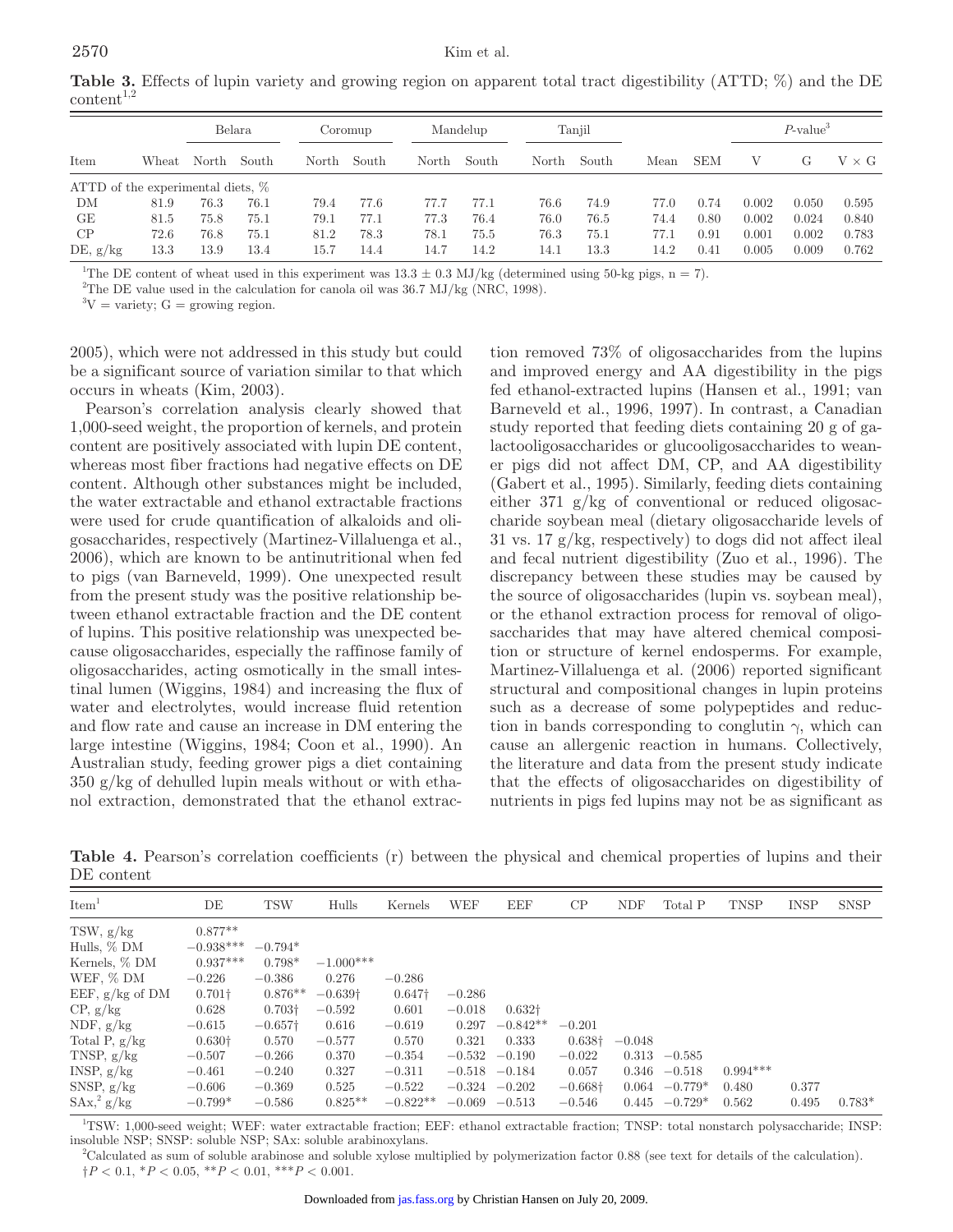**Table 3.** Effects of lupin variety and growing region on apparent total tract digestibility (ATTD; %) and the DE content[1,2]

| | | Belara | | Coromup | | Mandelup | | Tanjil | | | | $P$-value[3] | | |
|---|---|---|---|---|---|---|---|---|---|---|---|---|---|---|
| Item | Wheat | North | South | North | South | North | South | North | South | Mean | SEM | V | G | V × G |
| ATTD of the experimental diets, % | | | | | | | | | | | | | | |
| DM | 81.9 | 76.3 | 76.1 | 79.4 | 77.6 | 77.7 | 77.1 | 76.6 | 74.9 | 77.0 | 0.74 | 0.002 | 0.050 | 0.595 |
| GE | 81.5 | 75.8 | 75.1 | 79.1 | 77.1 | 77.3 | 76.4 | 76.0 | 76.5 | 74.4 | 0.80 | 0.002 | 0.024 | 0.840 |
| CP | 72.6 | 76.8 | 75.1 | 81.2 | 78.3 | 78.1 | 75.5 | 76.3 | 75.1 | 77.1 | 0.91 | 0.001 | 0.002 | 0.783 |
| DE, g/kg | 13.3 | 13.9 | 13.4 | 15.7 | 14.4 | 14.7 | 14.2 | 14.1 | 13.3 | 14.2 | 0.41 | 0.005 | 0.009 | 0.762 |

[1]The DE content of wheat used in this experiment was 13.3 ± 0.3 MJ/kg (determined using 50-kg pigs, n = 7).
[2]The DE value used in the calculation for canola oil was 36.7 MJ/kg (NRC, 1998).
[3]V = variety; G = growing region.

2005), which were not addressed in this study but could be a significant source of variation similar to that which occurs in wheats (Kim, 2003).

Pearson's correlation analysis clearly showed that 1,000-seed weight, the proportion of kernels, and protein content are positively associated with lupin DE content, whereas most fiber fractions had negative effects on DE content. Although other substances might be included, the water extractable and ethanol extractable fractions were used for crude quantification of alkaloids and oligosaccharides, respectively (Martinez-Villaluenga et al., 2006), which are known to be antinutritional when fed to pigs (van Barneveld, 1999). One unexpected result from the present study was the positive relationship between ethanol extractable fraction and the DE content of lupins. This positive relationship was unexpected because oligosaccharides, especially the raffinose family of oligosaccharides, acting osmotically in the small intestinal lumen (Wiggins, 1984) and increasing the flux of water and electrolytes, would increase fluid retention and flow rate and cause an increase in DM entering the large intestine (Wiggins, 1984; Coon et al., 1990). An Australian study, feeding grower pigs a diet containing 350 g/kg of dehulled lupin meals without or with ethanol extraction, demonstrated that the ethanol extraction removed 73% of oligosaccharides from the lupins and improved energy and AA digestibility in the pigs fed ethanol-extracted lupins (Hansen et al., 1991; van Barneveld et al., 1996, 1997). In contrast, a Canadian study reported that feeding diets containing 20 g of galactooligosaccharides or glucooligosaccharides to weaner pigs did not affect DM, CP, and AA digestibility (Gabert et al., 1995). Similarly, feeding diets containing either 371 g/kg of conventional or reduced oligosaccharide soybean meal (dietary oligosaccharide levels of 31 vs. 17 g/kg, respectively) to dogs did not affect ileal and fecal nutrient digestibility (Zuo et al., 1996). The discrepancy between these studies may be caused by the source of oligosaccharides (lupin vs. soybean meal), or the ethanol extraction process for removal of oligosaccharides that may have altered chemical composition or structure of kernel endosperms. For example, Martinez-Villaluenga et al. (2006) reported significant structural and compositional changes in lupin proteins such as a decrease of some polypeptides and reduction in bands corresponding to conglutin γ, which can cause an allergenic reaction in humans. Collectively, the literature and data from the present study indicate that the effects of oligosaccharides on digestibility of nutrients in pigs fed lupins may not be as significant as

**Table 4.** Pearson's correlation coefficients (r) between the physical and chemical properties of lupins and their DE content

| Item[1] | DE | TSW | Hulls | Kernels | WEF | EEF | CP | NDF | Total P | TNSP | INSP | SNSP |
|---|---|---|---|---|---|---|---|---|---|---|---|---|
| TSW, g/kg | 0.877** | | | | | | | | | | | |
| Hulls, % DM | −0.938*** | −0.794* | | | | | | | | | | |
| Kernels, % DM | 0.937*** | 0.798* | −1.000*** | | | | | | | | | |
| WEF, % DM | −0.226 | −0.386 | 0.276 | −0.286 | | | | | | | | |
| EEF, g/kg of DM | 0.701† | 0.876** | −0.639† | 0.647† | −0.286 | | | | | | | |
| CP, g/kg | 0.628 | 0.703† | −0.592 | 0.601 | −0.018 | 0.632† | | | | | | |
| NDF, g/kg | −0.615 | −0.657† | 0.616 | −0.619 | 0.297 | −0.842** | −0.201 | | | | | |
| Total P, g/kg | 0.630† | 0.570 | −0.577 | 0.570 | 0.321 | 0.333 | 0.638† | −0.048 | | | | |
| TNSP, g/kg | −0.507 | −0.266 | 0.370 | −0.354 | −0.532 | −0.190 | −0.022 | 0.313 | −0.585 | | | |
| INSP, g/kg | −0.461 | −0.240 | 0.327 | −0.311 | −0.518 | −0.184 | 0.057 | 0.346 | −0.518 | 0.994*** | | |
| SNSP, g/kg | −0.606 | −0.369 | 0.525 | −0.522 | −0.324 | −0.202 | −0.668† | 0.064 | −0.779* | 0.480 | 0.377 | |
| SAx,[2] g/kg | −0.799* | −0.586 | 0.825** | −0.822** | −0.069 | −0.513 | −0.546 | 0.445 | −0.729* | 0.562 | 0.495 | 0.783* |

[1]TSW: 1,000-seed weight; WEF: water extractable fraction; EEF: ethanol extractable fraction; TNSP: total nonstarch polysaccharide; INSP: insoluble NSP; SNSP: soluble NSP; SAx: soluble arabinoxylans.
[2]Calculated as sum of soluble arabinose and soluble xylose multiplied by polymerization factor 0.88 (see text for details of the calculation).
†$P < 0.1$, *$P < 0.05$, **$P < 0.01$, ***$P < 0.001$.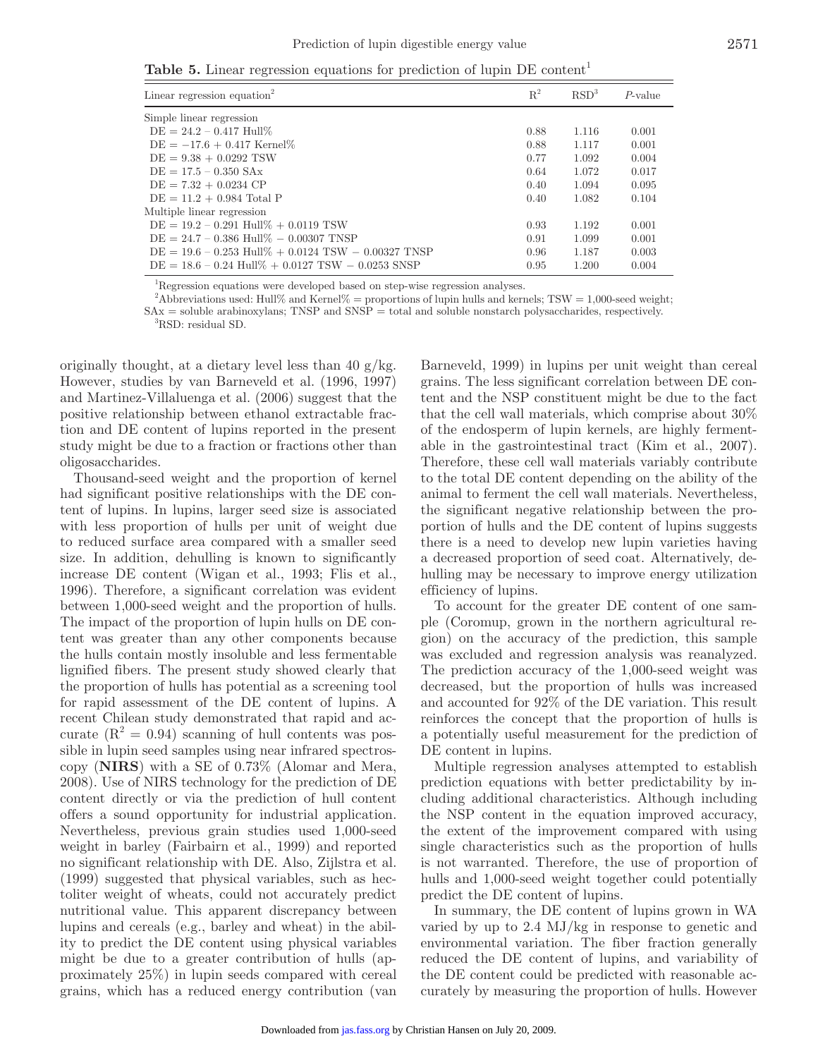**Table 5.** Linear regression equations for prediction of lupin DE content[1]

| Linear regression equation[2] | $R^2$ | RSD[3] | $P$-value |
|---|---|---|---|
| Simple linear regression | | | |
| DE = 24.2 − 0.417 Hull% | 0.88 | 1.116 | 0.001 |
| DE = −17.6 + 0.417 Kernel% | 0.88 | 1.117 | 0.001 |
| DE = 9.38 + 0.0292 TSW | 0.77 | 1.092 | 0.004 |
| DE = 17.5 − 0.350 SAx | 0.64 | 1.072 | 0.017 |
| DE = 7.32 + 0.0234 CP | 0.40 | 1.094 | 0.095 |
| DE = 11.2 + 0.984 Total P | 0.40 | 1.082 | 0.104 |
| Multiple linear regression | | | |
| DE = 19.2 − 0.291 Hull% + 0.0119 TSW | 0.93 | 1.192 | 0.001 |
| DE = 24.7 − 0.386 Hull% − 0.00307 TNSP | 0.91 | 1.099 | 0.001 |
| DE = 19.6 − 0.253 Hull% + 0.0124 TSW − 0.00327 TNSP | 0.96 | 1.187 | 0.003 |
| DE = 18.6 − 0.24 Hull% + 0.0127 TSW − 0.0253 SNSP | 0.95 | 1.200 | 0.004 |

[1]Regression equations were developed based on step-wise regression analyses.

[2]Abbreviations used: Hull% and Kernel% = proportions of lupin hulls and kernels; TSW = 1,000-seed weight; SAx = soluble arabinoxylans; TNSP and SNSP = total and soluble nonstarch polysaccharides, respectively.

[3]RSD: residual SD.

originally thought, at a dietary level less than 40 g/kg. However, studies by van Barneveld et al. (1996, 1997) and Martinez-Villaluenga et al. (2006) suggest that the positive relationship between ethanol extractable fraction and DE content of lupins reported in the present study might be due to a fraction or fractions other than oligosaccharides.

Thousand-seed weight and the proportion of kernel had significant positive relationships with the DE content of lupins. In lupins, larger seed size is associated with less proportion of hulls per unit of weight due to reduced surface area compared with a smaller seed size. In addition, dehulling is known to significantly increase DE content (Wigan et al., 1993; Flis et al., 1996). Therefore, a significant correlation was evident between 1,000-seed weight and the proportion of hulls. The impact of the proportion of lupin hulls on DE content was greater than any other components because the hulls contain mostly insoluble and less fermentable lignified fibers. The present study showed clearly that the proportion of hulls has potential as a screening tool for rapid assessment of the DE content of lupins. A recent Chilean study demonstrated that rapid and accurate ($R^2 = 0.94$) scanning of hull contents was possible in lupin seed samples using near infrared spectroscopy (**NIRS**) with a SE of 0.73% (Alomar and Mera, 2008). Use of NIRS technology for the prediction of DE content directly or via the prediction of hull content offers a sound opportunity for industrial application. Nevertheless, previous grain studies used 1,000-seed weight in barley (Fairbairn et al., 1999) and reported no significant relationship with DE. Also, Zijlstra et al. (1999) suggested that physical variables, such as hectoliter weight of wheats, could not accurately predict nutritional value. This apparent discrepancy between lupins and cereals (e.g., barley and wheat) in the ability to predict the DE content using physical variables might be due to a greater contribution of hulls (approximately 25%) in lupin seeds compared with cereal grains, which has a reduced energy contribution (van Barneveld, 1999) in lupins per unit weight than cereal grains. The less significant correlation between DE content and the NSP constituent might be due to the fact that the cell wall materials, which comprise about 30% of the endosperm of lupin kernels, are highly fermentable in the gastrointestinal tract (Kim et al., 2007). Therefore, these cell wall materials variably contribute to the total DE content depending on the ability of the animal to ferment the cell wall materials. Nevertheless, the significant negative relationship between the proportion of hulls and the DE content of lupins suggests there is a need to develop new lupin varieties having a decreased proportion of seed coat. Alternatively, dehulling may be necessary to improve energy utilization efficiency of lupins.

To account for the greater DE content of one sample (Coromup, grown in the northern agricultural region) on the accuracy of the prediction, this sample was excluded and regression analysis was reanalyzed. The prediction accuracy of the 1,000-seed weight was decreased, but the proportion of hulls was increased and accounted for 92% of the DE variation. This result reinforces the concept that the proportion of hulls is a potentially useful measurement for the prediction of DE content in lupins.

Multiple regression analyses attempted to establish prediction equations with better predictability by including additional characteristics. Although including the NSP content in the equation improved accuracy, the extent of the improvement compared with using single characteristics such as the proportion of hulls is not warranted. Therefore, the use of proportion of hulls and 1,000-seed weight together could potentially predict the DE content of lupins.

In summary, the DE content of lupins grown in WA varied by up to 2.4 MJ/kg in response to genetic and environmental variation. The fiber fraction generally reduced the DE content of lupins, and variability of the DE content could be predicted with reasonable accurately by measuring the proportion of hulls. However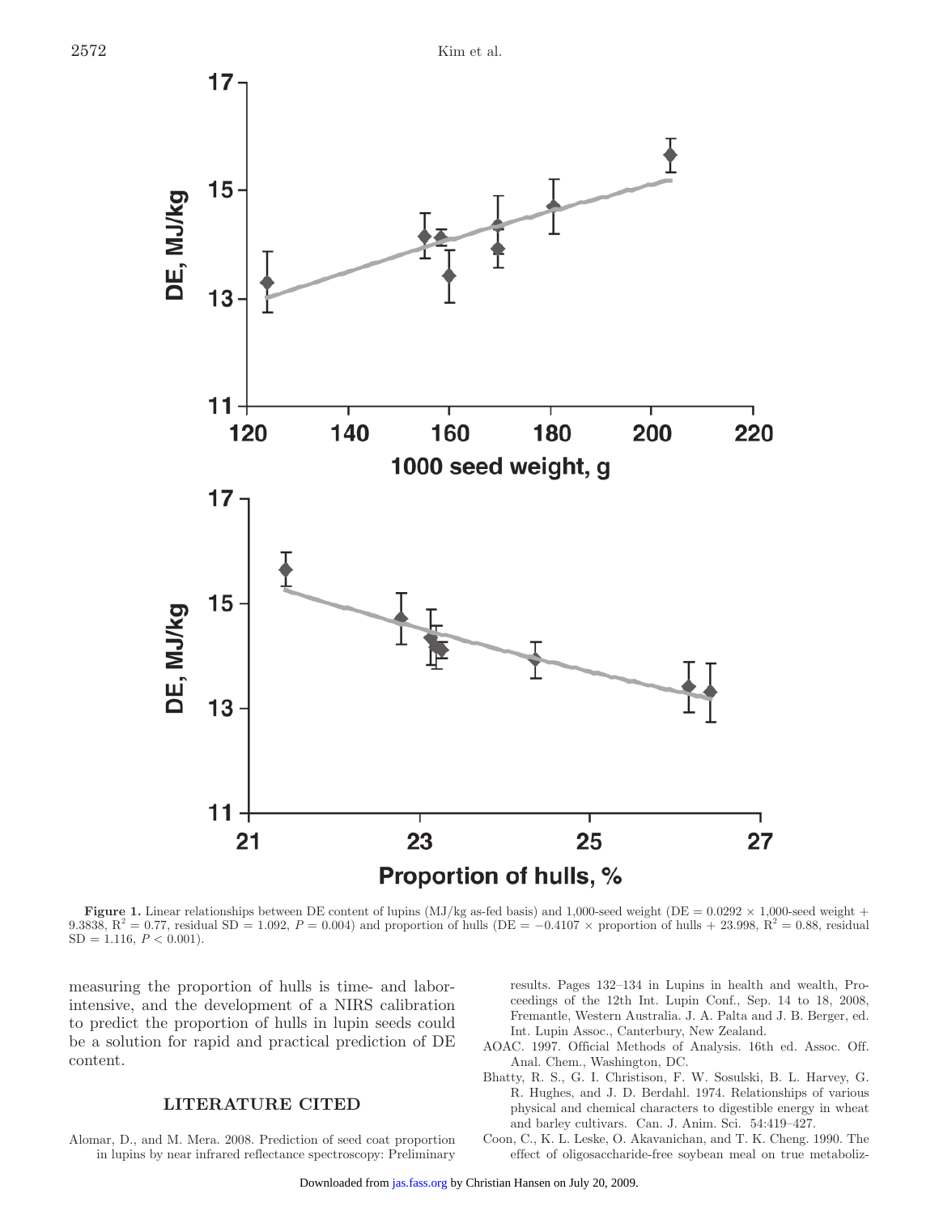**Figure 1.** Linear relationships between DE content of lupins (MJ/kg as-fed basis) and 1,000-seed weight (DE = 0.0292 × 1,000-seed weight + 9.3838, $R^2$ = 0.77, residual SD = 1.092, $P$ = 0.004) and proportion of hulls (DE = −0.4107 × proportion of hulls + 23.998, $R^2$ = 0.88, residual SD = 1.116, $P$ < 0.001).

measuring the proportion of hulls is time- and labor-intensive, and the development of a NIRS calibration to predict the proportion of hulls in lupin seeds could be a solution for rapid and practical prediction of DE content.

## LITERATURE CITED

Alomar, D., and M. Mera. 2008. Prediction of seed coat proportion in lupins by near infrared reflectance spectroscopy: Preliminary results. Pages 132–134 in Lupins in health and wealth, Proceedings of the 12th Int. Lupin Conf., Sep. 14 to 18, 2008, Fremantle, Western Australia. J. A. Palta and J. B. Berger, ed. Int. Lupin Assoc., Canterbury, New Zealand.

AOAC. 1997. Official Methods of Analysis. 16th ed. Assoc. Off. Anal. Chem., Washington, DC.

Bhatty, R. S., G. I. Christison, F. W. Sosulski, B. L. Harvey, G. R. Hughes, and J. D. Berdahl. 1974. Relationships of various physical and chemical characters to digestible energy in wheat and barley cultivars. Can. J. Anim. Sci. 54:419–427.

Coon, C., K. L. Leske, O. Akavanichan, and T. K. Cheng. 1990. The effect of oligosaccharide-free soybean meal on true metaboliz-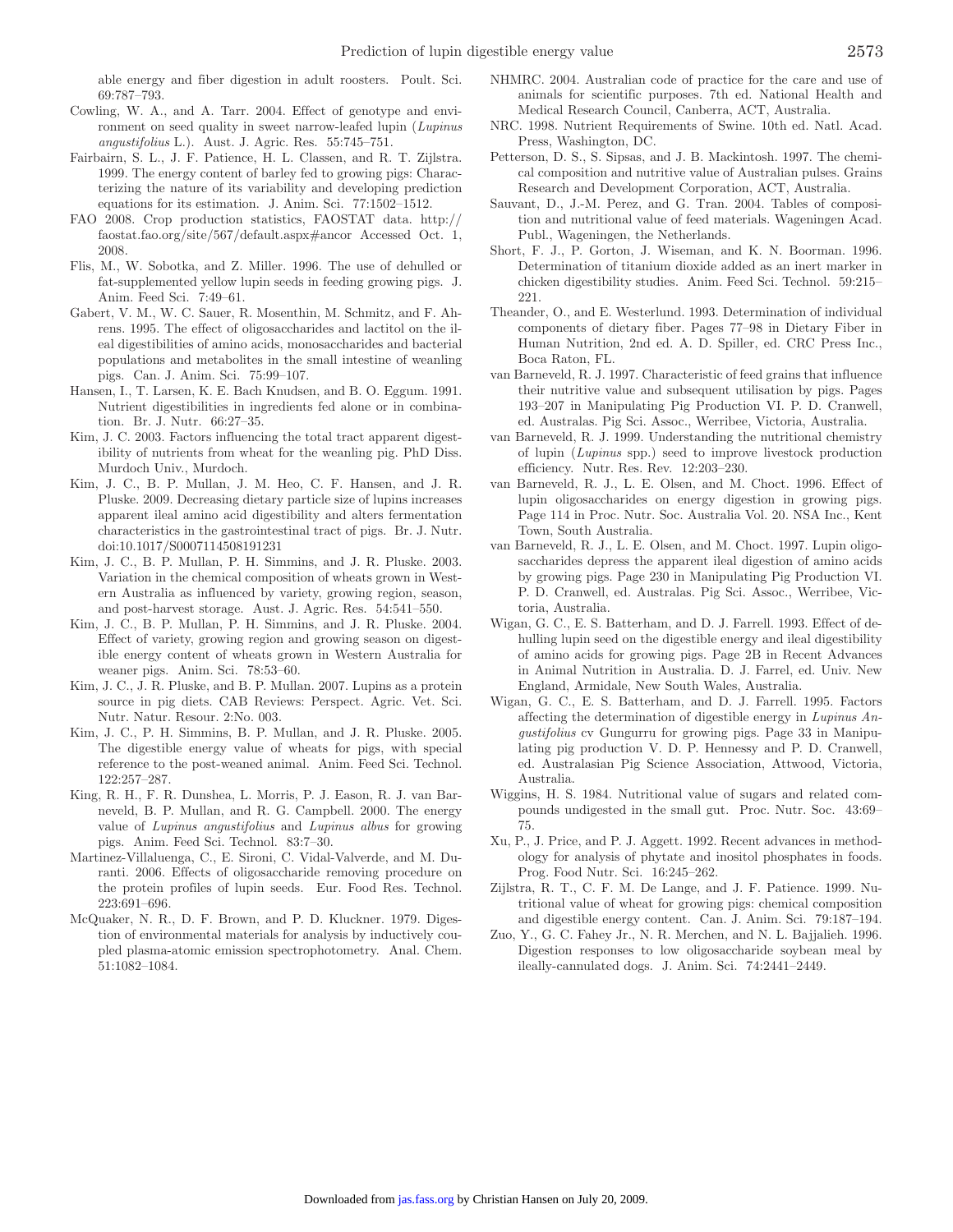able energy and fiber digestion in adult roosters. Poult. Sci. 69:787–793.

Cowling, W. A., and A. Tarr. 2004. Effect of genotype and environment on seed quality in sweet narrow-leafed lupin (*Lupinus angustifolius* L.). Aust. J. Agric. Res. 55:745–751.

Fairbairn, S. L., J. F. Patience, H. L. Classen, and R. T. Zijlstra. 1999. The energy content of barley fed to growing pigs: Characterizing the nature of its variability and developing prediction equations for its estimation. J. Anim. Sci. 77:1502–1512.

FAO 2008. Crop production statistics, FAOSTAT data. http://faostat.fao.org/site/567/default.aspx#ancor Accessed Oct. 1, 2008.

Flis, M., W. Sobotka, and Z. Miller. 1996. The use of dehulled or fat-supplemented yellow lupin seeds in feeding growing pigs. J. Anim. Feed Sci. 7:49–61.

Gabert, V. M., W. C. Sauer, R. Mosenthin, M. Schmitz, and F. Ahrens. 1995. The effect of oligosaccharides and lactitol on the ileal digestibilities of amino acids, monosaccharides and bacterial populations and metabolites in the small intestine of weanling pigs. Can. J. Anim. Sci. 75:99–107.

Hansen, I., T. Larsen, K. E. Bach Knudsen, and B. O. Eggum. 1991. Nutrient digestibilities in ingredients fed alone or in combination. Br. J. Nutr. 66:27–35.

Kim, J. C. 2003. Factors influencing the total tract apparent digestibility of nutrients from wheat for the weanling pig. PhD Diss. Murdoch Univ., Murdoch.

Kim, J. C., B. P. Mullan, J. M. Heo, C. F. Hansen, and J. R. Pluske. 2009. Decreasing dietary particle size of lupins increases apparent ileal amino acid digestibility and alters fermentation characteristics in the gastrointestinal tract of pigs. Br. J. Nutr. doi:10.1017/S0007114508191231

Kim, J. C., B. P. Mullan, P. H. Simmins, and J. R. Pluske. 2003. Variation in the chemical composition of wheats grown in Western Australia as influenced by variety, growing region, season, and post-harvest storage. Aust. J. Agric. Res. 54:541–550.

Kim, J. C., B. P. Mullan, P. H. Simmins, and J. R. Pluske. 2004. Effect of variety, growing region and growing season on digestible energy content of wheats grown in Western Australia for weaner pigs. Anim. Sci. 78:53–60.

Kim, J. C., J. R. Pluske, and B. P. Mullan. 2007. Lupins as a protein source in pig diets. CAB Reviews: Perspect. Agric. Vet. Sci. Nutr. Natur. Resour. 2:No. 003.

Kim, J. C., P. H. Simmins, B. P. Mullan, and J. R. Pluske. 2005. The digestible energy value of wheats for pigs, with special reference to the post-weaned animal. Anim. Feed Sci. Technol. 122:257–287.

King, R. H., F. R. Dunshea, L. Morris, P. J. Eason, R. J. van Barneveld, B. P. Mullan, and R. G. Campbell. 2000. The energy value of *Lupinus angustifolius* and *Lupinus albus* for growing pigs. Anim. Feed Sci. Technol. 83:7–30.

Martinez-Villaluenga, C., E. Sironi, C. Vidal-Valverde, and M. Duranti. 2006. Effects of oligosaccharide removing procedure on the protein profiles of lupin seeds. Eur. Food Res. Technol. 223:691–696.

McQuaker, N. R., D. F. Brown, and P. D. Kluckner. 1979. Digestion of environmental materials for analysis by inductively coupled plasma-atomic emission spectrophotometry. Anal. Chem. 51:1082–1084.

NHMRC. 2004. Australian code of practice for the care and use of animals for scientific purposes. 7th ed. National Health and Medical Research Council, Canberra, ACT, Australia.

NRC. 1998. Nutrient Requirements of Swine. 10th ed. Natl. Acad. Press, Washington, DC.

Petterson, D. S., S. Sipsas, and J. B. Mackintosh. 1997. The chemical composition and nutritive value of Australian pulses. Grains Research and Development Corporation, ACT, Australia.

Sauvant, D., J.-M. Perez, and G. Tran. 2004. Tables of composition and nutritional value of feed materials. Wageningen Acad. Publ., Wageningen, the Netherlands.

Short, F. J., P. Gorton, J. Wiseman, and K. N. Boorman. 1996. Determination of titanium dioxide added as an inert marker in chicken digestibility studies. Anim. Feed Sci. Technol. 59:215–221.

Theander, O., and E. Westerlund. 1993. Determination of individual components of dietary fiber. Pages 77–98 in Dietary Fiber in Human Nutrition, 2nd ed. A. D. Spiller, ed. CRC Press Inc., Boca Raton, FL.

van Barneveld, R. J. 1997. Characteristic of feed grains that influence their nutritive value and subsequent utilisation by pigs. Pages 193–207 in Manipulating Pig Production VI. P. D. Cranwell, ed. Australas. Pig Sci. Assoc., Werribee, Victoria, Australia.

van Barneveld, R. J. 1999. Understanding the nutritional chemistry of lupin (*Lupinus* spp.) seed to improve livestock production efficiency. Nutr. Res. Rev. 12:203–230.

van Barneveld, R. J., L. E. Olsen, and M. Choct. 1996. Effect of lupin oligosaccharides on energy digestion in growing pigs. Page 114 in Proc. Nutr. Soc. Australia Vol. 20. NSA Inc., Kent Town, South Australia.

van Barneveld, R. J., L. E. Olsen, and M. Choct. 1997. Lupin oligosaccharides depress the apparent ileal digestion of amino acids by growing pigs. Page 230 in Manipulating Pig Production VI. P. D. Cranwell, ed. Australas. Pig Sci. Assoc., Werribee, Victoria, Australia.

Wigan, G. C., E. S. Batterham, and D. J. Farrell. 1993. Effect of dehulling lupin seed on the digestible energy and ileal digestibility of amino acids for growing pigs. Page 2B in Recent Advances in Animal Nutrition in Australia. D. J. Farrel, ed. Univ. New England, Armidale, New South Wales, Australia.

Wigan, G. C., E. S. Batterham, and D. J. Farrell. 1995. Factors affecting the determination of digestible energy in *Lupinus Angustifolius* cv Gungurru for growing pigs. Page 33 in Manipulating pig production V. D. P. Hennessy and P. D. Cranwell, ed. Australasian Pig Science Association, Attwood, Victoria, Australia.

Wiggins, H. S. 1984. Nutritional value of sugars and related compounds undigested in the small gut. Proc. Nutr. Soc. 43:69–75.

Xu, P., J. Price, and P. J. Aggett. 1992. Recent advances in methodology for analysis of phytate and inositol phosphates in foods. Prog. Food Nutr. Sci. 16:245–262.

Zijlstra, R. T., C. F. M. De Lange, and J. F. Patience. 1999. Nutritional value of wheat for growing pigs: chemical composition and digestible energy content. Can. J. Anim. Sci. 79:187–194.

Zuo, Y., G. C. Fahey Jr., N. R. Merchen, and N. L. Bajjalieh. 1996. Digestion responses to low oligosaccharide soybean meal by ileally-cannulated dogs. J. Anim. Sci. 74:2441–2449.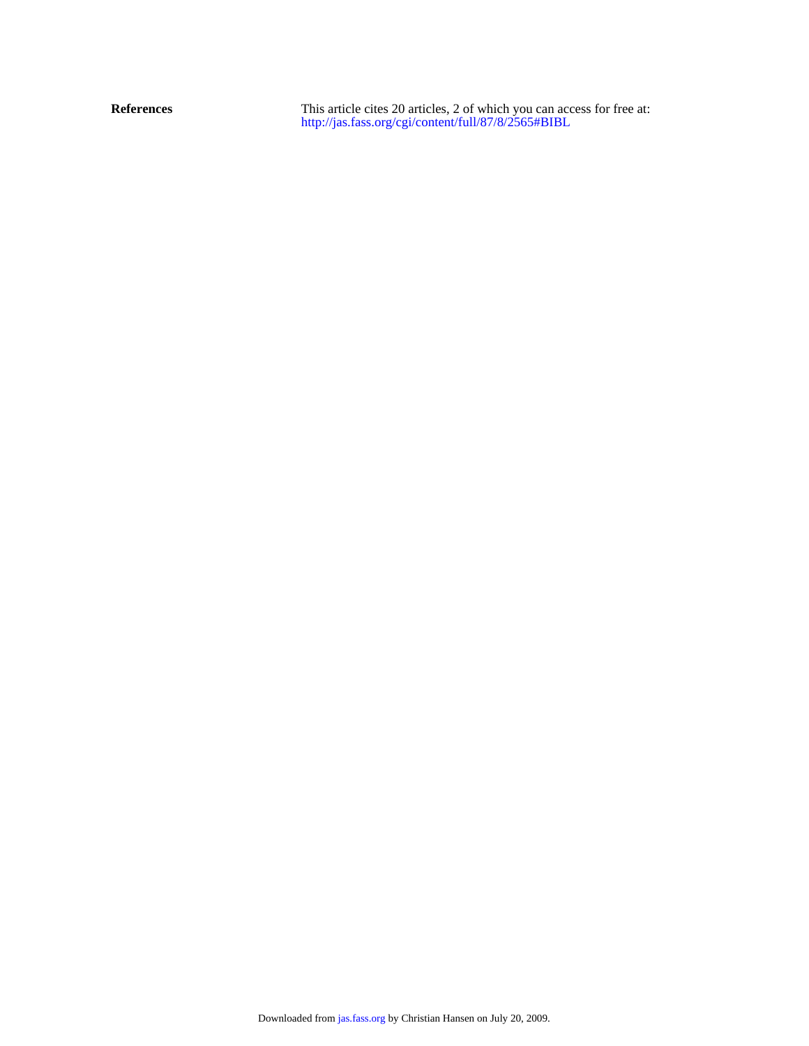**References** This article cites 20 articles, 2 of which you can access for free at:
http://jas.fass.org/cgi/content/full/87/8/2565#BIBL

Downloaded from jas.fass.org by Christian Hansen on July 20, 2009.